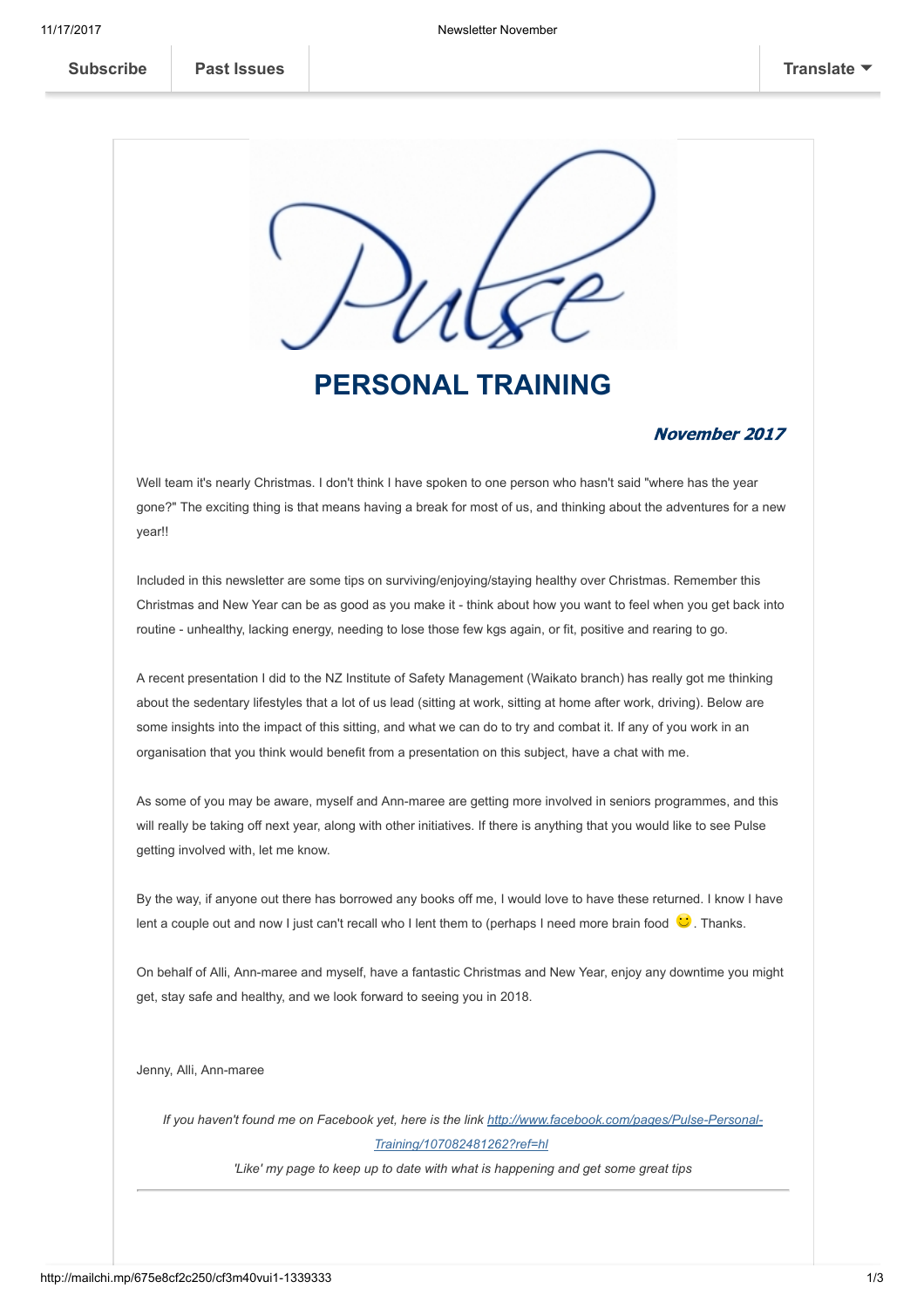Subscribe | Past Issues | Translate

Pulse

# PERSONAL TRAINING

***November 2017***

Well team it's nearly Christmas. I don't think I have spoken to one person who hasn't said "where has the year gone?" The exciting thing is that means having a break for most of us, and thinking about the adventures for a new year!!

Included in this newsletter are some tips on surviving/enjoying/staying healthy over Christmas. Remember this Christmas and New Year can be as good as you make it - think about how you want to feel when you get back into routine - unhealthy, lacking energy, needing to lose those few kgs again, or fit, positive and rearing to go.

A recent presentation I did to the NZ Institute of Safety Management (Waikato branch) has really got me thinking about the sedentary lifestyles that a lot of us lead (sitting at work, sitting at home after work, driving). Below are some insights into the impact of this sitting, and what we can do to try and combat it. If any of you work in an organisation that you think would benefit from a presentation on this subject, have a chat with me.

As some of you may be aware, myself and Ann-maree are getting more involved in seniors programmes, and this will really be taking off next year, along with other initiatives. If there is anything that you would like to see Pulse getting involved with, let me know.

By the way, if anyone out there has borrowed any books off me, I would love to have these returned. I know I have lent a couple out and now I just can't recall who I lent them to (perhaps I need more brain food 🙂. Thanks.

On behalf of Alli, Ann-maree and myself, have a fantastic Christmas and New Year, enjoy any downtime you might get, stay safe and healthy, and we look forward to seeing you in 2018.

Jenny, Alli, Ann-maree

*If you haven't found me on Facebook yet, here is the link [http://www.facebook.com/pages/Pulse-Personal-Training/107082481262?ref=hl](http://www.facebook.com/pages/Pulse-Personal-Training/107082481262?ref=hl)*

*'Like' my page to keep up to date with what is happening and get some great tips*

---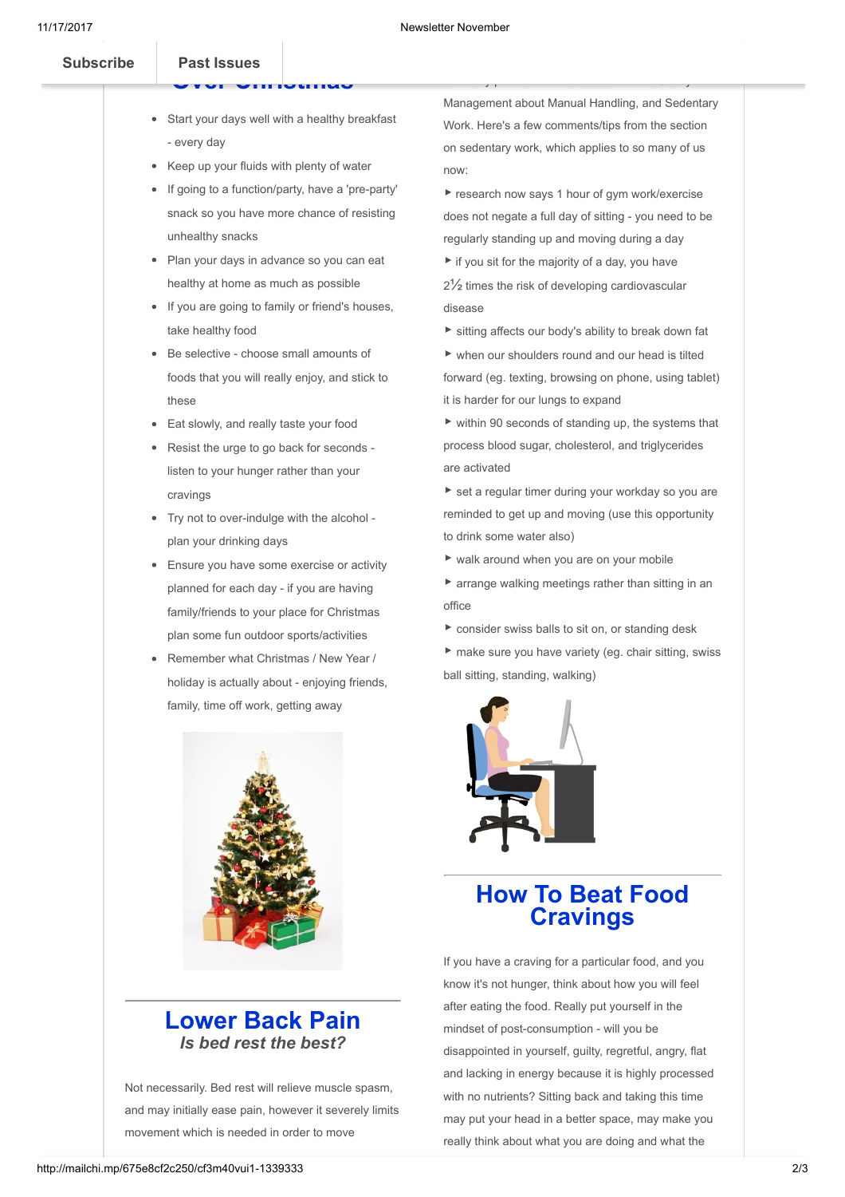- Start your days well with a healthy breakfast - every day
- Keep up your fluids with plenty of water
- If going to a function/party, have a 'pre-party' snack so you have more chance of resisting unhealthy snacks
- Plan your days in advance so you can eat healthy at home as much as possible
- If you are going to family or friend's houses, take healthy food
- Be selective - choose small amounts of foods that you will really enjoy, and stick to these
- Eat slowly, and really taste your food
- Resist the urge to go back for seconds - listen to your hunger rather than your cravings
- Try not to over-indulge with the alcohol - plan your drinking days
- Ensure you have some exercise or activity planned for each day - if you are having family/friends to your place for Christmas plan some fun outdoor sports/activities
- Remember what Christmas / New Year / holiday is actually about - enjoying friends, family, time off work, getting away

# Lower Back Pain

***Is bed rest the best?***

Not necessarily. Bed rest will relieve muscle spasm, and may initially ease pain, however it severely limits movement which is needed in order to move

Management about Manual Handling, and Sedentary Work. Here's a few comments/tips from the section on sedentary work, which applies to so many of us now:

- research now says 1 hour of gym work/exercise does not negate a full day of sitting - you need to be regularly standing up and moving during a day
- if you sit for the majority of a day, you have 2½ times the risk of developing cardiovascular disease
- sitting affects our body's ability to break down fat
- when our shoulders round and our head is tilted forward (eg. texting, browsing on phone, using tablet) it is harder for our lungs to expand
- within 90 seconds of standing up, the systems that process blood sugar, cholesterol, and triglycerides are activated
- set a regular timer during your workday so you are reminded to get up and moving (use this opportunity to drink some water also)
- walk around when you are on your mobile
- arrange walking meetings rather than sitting in an office
- consider swiss balls to sit on, or standing desk
- make sure you have variety (eg. chair sitting, swiss ball sitting, standing, walking)

# How To Beat Food Cravings

If you have a craving for a particular food, and you know it's not hunger, think about how you will feel after eating the food. Really put yourself in the mindset of post-consumption - will you be disappointed in yourself, guilty, regretful, angry, flat and lacking in energy because it is highly processed with no nutrients? Sitting back and taking this time may put your head in a better space, may make you really think about what you are doing and what the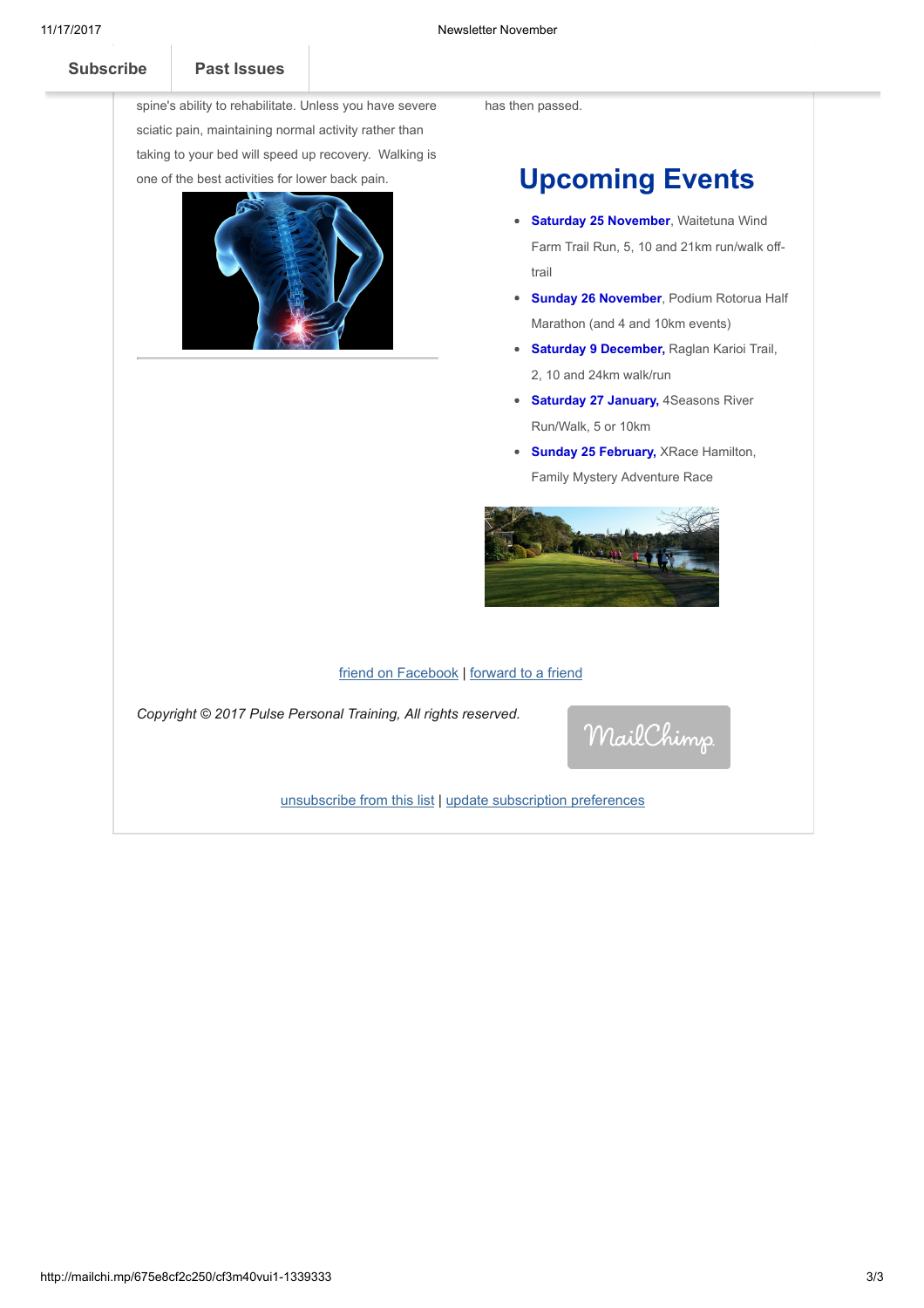Subscribe | Past Issues

spine's ability to rehabilitate. Unless you have severe sciatic pain, maintaining normal activity rather than taking to your bed will speed up recovery. Walking is one of the best activities for lower back pain.

has then passed.

## Upcoming Events

- **Saturday 25 November**, Waitetuna Wind Farm Trail Run, 5, 10 and 21km run/walk off-trail
- **Sunday 26 November**, Podium Rotorua Half Marathon (and 4 and 10km events)
- **Saturday 9 December,** Raglan Karioi Trail, 2, 10 and 24km walk/run
- **Saturday 27 January,** 4Seasons River Run/Walk, 5 or 10km
- **Sunday 25 February,** XRace Hamilton, Family Mystery Adventure Race

friend on Facebook | forward to a friend

*Copyright © 2017 Pulse Personal Training, All rights reserved.*

MailChimp

unsubscribe from this list | update subscription preferences